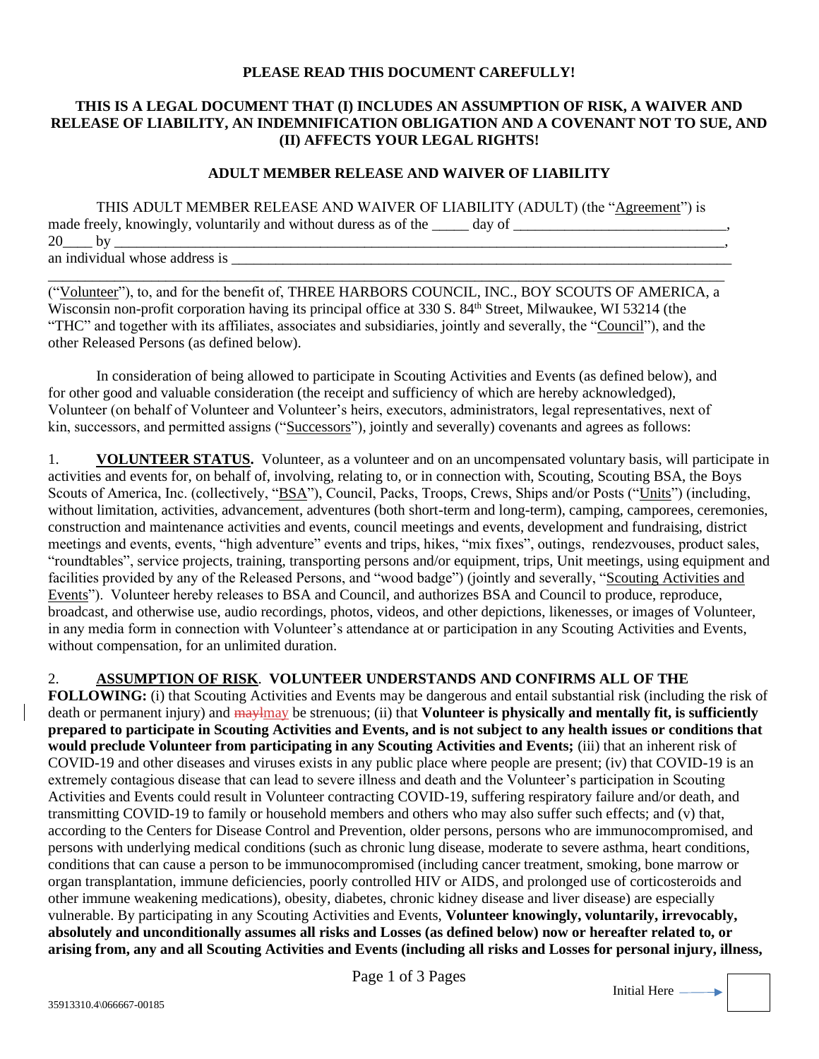**PLEASE READ THIS DOCUMENT CAREFULLY!**

**THIS IS A LEGAL DOCUMENT THAT (I) INCLUDES AN ASSUMPTION OF RISK, A WAIVER AND RELEASE OF LIABILITY, AN INDEMNIFICATION OBLIGATION AND A COVENANT NOT TO SUE, AND (II) AFFECTS YOUR LEGAL RIGHTS!**

# ADULT MEMBER RELEASE AND WAIVER OF LIABILITY

THIS ADULT MEMBER RELEASE AND WAIVER OF LIABILITY (ADULT) (the "Agreement") is made freely, knowingly, voluntarily and without duress as of the _____ day of _____________________________, 20____ by ___________________________________________________________________________, an individual whose address is ______________________________________________________________________ ______________________________________________________________________________________ ("Volunteer"), to, and for the benefit of, THREE HARBORS COUNCIL, INC., BOY SCOUTS OF AMERICA, a Wisconsin non-profit corporation having its principal office at 330 S. 84th Street, Milwaukee, WI 53214 (the "THC" and together with its affiliates, associates and subsidiaries, jointly and severally, the "Council"), and the other Released Persons (as defined below).

In consideration of being allowed to participate in Scouting Activities and Events (as defined below), and for other good and valuable consideration (the receipt and sufficiency of which are hereby acknowledged), Volunteer (on behalf of Volunteer and Volunteer's heirs, executors, administrators, legal representatives, next of kin, successors, and permitted assigns ("Successors"), jointly and severally) covenants and agrees as follows:

1. **VOLUNTEER STATUS.** Volunteer, as a volunteer and on an uncompensated voluntary basis, will participate in activities and events for, on behalf of, involving, relating to, or in connection with, Scouting, Scouting BSA, the Boys Scouts of America, Inc. (collectively, "BSA"), Council, Packs, Troops, Crews, Ships and/or Posts ("Units") (including, without limitation, activities, advancement, adventures (both short-term and long-term), camping, camporees, ceremonies, construction and maintenance activities and events, council meetings and events, development and fundraising, district meetings and events, events, "high adventure" events and trips, hikes, "mix fixes", outings, rendezvouses, product sales, "roundtables", service projects, training, transporting persons and/or equipment, trips, Unit meetings, using equipment and facilities provided by any of the Released Persons, and "wood badge") (jointly and severally, "Scouting Activities and Events"). Volunteer hereby releases to BSA and Council, and authorizes BSA and Council to produce, reproduce, broadcast, and otherwise use, audio recordings, photos, videos, and other depictions, likenesses, or images of Volunteer, in any media form in connection with Volunteer's attendance at or participation in any Scouting Activities and Events, without compensation, for an unlimited duration.

2. **ASSUMPTION OF RISK. VOLUNTEER UNDERSTANDS AND CONFIRMS ALL OF THE FOLLOWING:** (i) that Scouting Activities and Events may be dangerous and entail substantial risk (including the risk of death or permanent injury) and ~~mayl~~may be strenuous; (ii) that **Volunteer is physically and mentally fit, is sufficiently prepared to participate in Scouting Activities and Events, and is not subject to any health issues or conditions that would preclude Volunteer from participating in any Scouting Activities and Events;** (iii) that an inherent risk of COVID-19 and other diseases and viruses exists in any public place where people are present; (iv) that COVID-19 is an extremely contagious disease that can lead to severe illness and death and the Volunteer's participation in Scouting Activities and Events could result in Volunteer contracting COVID-19, suffering respiratory failure and/or death, and transmitting COVID-19 to family or household members and others who may also suffer such effects; and (v) that, according to the Centers for Disease Control and Prevention, older persons, persons who are immunocompromised, and persons with underlying medical conditions (such as chronic lung disease, moderate to severe asthma, heart conditions, conditions that can cause a person to be immunocompromised (including cancer treatment, smoking, bone marrow or organ transplantation, immune deficiencies, poorly controlled HIV or AIDS, and prolonged use of corticosteroids and other immune weakening medications), obesity, diabetes, chronic kidney disease and liver disease) are especially vulnerable. By participating in any Scouting Activities and Events, **Volunteer knowingly, voluntarily, irrevocably, absolutely and unconditionally assumes all risks and Losses (as defined below) now or hereafter related to, or arising from, any and all Scouting Activities and Events (including all risks and Losses for personal injury, illness,**

Initial Here ⟶ [ ]

35913310.4\066667-00185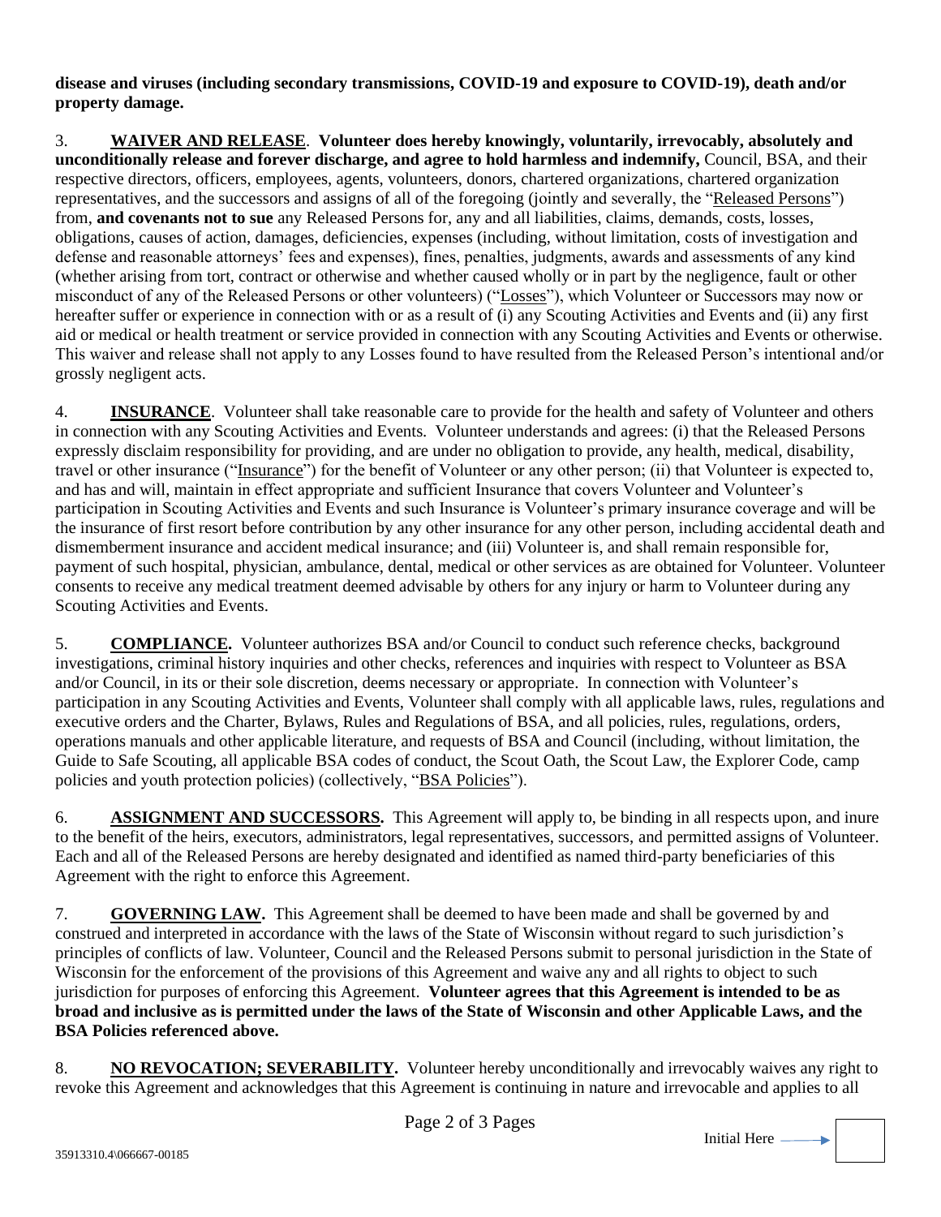**disease and viruses (including secondary transmissions, COVID-19 and exposure to COVID-19), death and/or property damage.**

3. **WAIVER AND RELEASE**. **Volunteer does hereby knowingly, voluntarily, irrevocably, absolutely and unconditionally release and forever discharge, and agree to hold harmless and indemnify,** Council, BSA, and their respective directors, officers, employees, agents, volunteers, donors, chartered organizations, chartered organization representatives, and the successors and assigns of all of the foregoing (jointly and severally, the "Released Persons") from, **and covenants not to sue** any Released Persons for, any and all liabilities, claims, demands, costs, losses, obligations, causes of action, damages, deficiencies, expenses (including, without limitation, costs of investigation and defense and reasonable attorneys' fees and expenses), fines, penalties, judgments, awards and assessments of any kind (whether arising from tort, contract or otherwise and whether caused wholly or in part by the negligence, fault or other misconduct of any of the Released Persons or other volunteers) ("Losses"), which Volunteer or Successors may now or hereafter suffer or experience in connection with or as a result of (i) any Scouting Activities and Events and (ii) any first aid or medical or health treatment or service provided in connection with any Scouting Activities and Events or otherwise. This waiver and release shall not apply to any Losses found to have resulted from the Released Person's intentional and/or grossly negligent acts.

4. **INSURANCE**. Volunteer shall take reasonable care to provide for the health and safety of Volunteer and others in connection with any Scouting Activities and Events. Volunteer understands and agrees: (i) that the Released Persons expressly disclaim responsibility for providing, and are under no obligation to provide, any health, medical, disability, travel or other insurance ("Insurance") for the benefit of Volunteer or any other person; (ii) that Volunteer is expected to, and has and will, maintain in effect appropriate and sufficient Insurance that covers Volunteer and Volunteer's participation in Scouting Activities and Events and such Insurance is Volunteer's primary insurance coverage and will be the insurance of first resort before contribution by any other insurance for any other person, including accidental death and dismemberment insurance and accident medical insurance; and (iii) Volunteer is, and shall remain responsible for, payment of such hospital, physician, ambulance, dental, medical or other services as are obtained for Volunteer. Volunteer consents to receive any medical treatment deemed advisable by others for any injury or harm to Volunteer during any Scouting Activities and Events.

5. **COMPLIANCE.** Volunteer authorizes BSA and/or Council to conduct such reference checks, background investigations, criminal history inquiries and other checks, references and inquiries with respect to Volunteer as BSA and/or Council, in its or their sole discretion, deems necessary or appropriate. In connection with Volunteer's participation in any Scouting Activities and Events, Volunteer shall comply with all applicable laws, rules, regulations and executive orders and the Charter, Bylaws, Rules and Regulations of BSA, and all policies, rules, regulations, orders, operations manuals and other applicable literature, and requests of BSA and Council (including, without limitation, the Guide to Safe Scouting, all applicable BSA codes of conduct, the Scout Oath, the Scout Law, the Explorer Code, camp policies and youth protection policies) (collectively, "BSA Policies").

6. **ASSIGNMENT AND SUCCESSORS.** This Agreement will apply to, be binding in all respects upon, and inure to the benefit of the heirs, executors, administrators, legal representatives, successors, and permitted assigns of Volunteer. Each and all of the Released Persons are hereby designated and identified as named third-party beneficiaries of this Agreement with the right to enforce this Agreement.

7. **GOVERNING LAW.** This Agreement shall be deemed to have been made and shall be governed by and construed and interpreted in accordance with the laws of the State of Wisconsin without regard to such jurisdiction's principles of conflicts of law. Volunteer, Council and the Released Persons submit to personal jurisdiction in the State of Wisconsin for the enforcement of the provisions of this Agreement and waive any and all rights to object to such jurisdiction for purposes of enforcing this Agreement. **Volunteer agrees that this Agreement is intended to be as broad and inclusive as is permitted under the laws of the State of Wisconsin and other Applicable Laws, and the BSA Policies referenced above.**

8. **NO REVOCATION; SEVERABILITY.** Volunteer hereby unconditionally and irrevocably waives any right to revoke this Agreement and acknowledges that this Agreement is continuing in nature and irrevocable and applies to all

Initial Here ⟶ ☐

35913310.4\066667-00185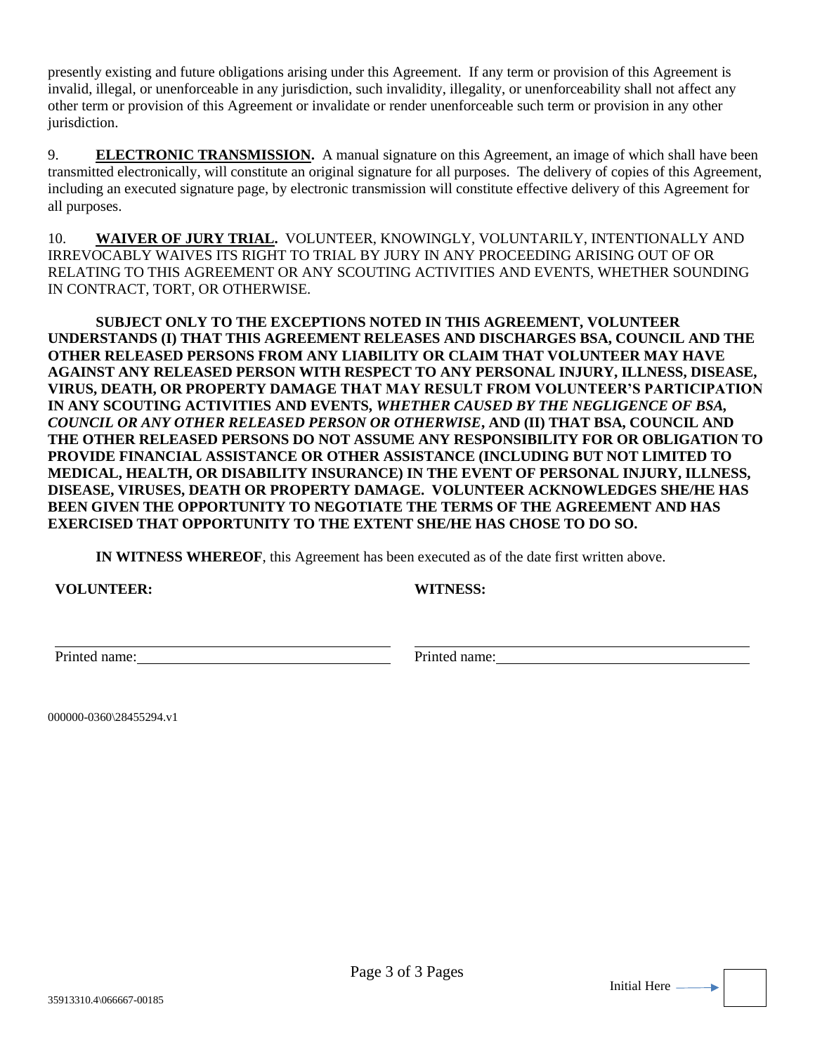presently existing and future obligations arising under this Agreement. If any term or provision of this Agreement is invalid, illegal, or unenforceable in any jurisdiction, such invalidity, illegality, or unenforceability shall not affect any other term or provision of this Agreement or invalidate or render unenforceable such term or provision in any other jurisdiction.

9. **ELECTRONIC TRANSMISSION.** A manual signature on this Agreement, an image of which shall have been transmitted electronically, will constitute an original signature for all purposes. The delivery of copies of this Agreement, including an executed signature page, by electronic transmission will constitute effective delivery of this Agreement for all purposes.

10. **WAIVER OF JURY TRIAL.** VOLUNTEER, KNOWINGLY, VOLUNTARILY, INTENTIONALLY AND IRREVOCABLY WAIVES ITS RIGHT TO TRIAL BY JURY IN ANY PROCEEDING ARISING OUT OF OR RELATING TO THIS AGREEMENT OR ANY SCOUTING ACTIVITIES AND EVENTS, WHETHER SOUNDING IN CONTRACT, TORT, OR OTHERWISE.

**SUBJECT ONLY TO THE EXCEPTIONS NOTED IN THIS AGREEMENT, VOLUNTEER UNDERSTANDS (I) THAT THIS AGREEMENT RELEASES AND DISCHARGES BSA, COUNCIL AND THE OTHER RELEASED PERSONS FROM ANY LIABILITY OR CLAIM THAT VOLUNTEER MAY HAVE AGAINST ANY RELEASED PERSON WITH RESPECT TO ANY PERSONAL INJURY, ILLNESS, DISEASE, VIRUS, DEATH, OR PROPERTY DAMAGE THAT MAY RESULT FROM VOLUNTEER'S PARTICIPATION IN ANY SCOUTING ACTIVITIES AND EVENTS, *WHETHER CAUSED BY THE NEGLIGENCE OF BSA, COUNCIL OR ANY OTHER RELEASED PERSON OR OTHERWISE*, AND (II) THAT BSA, COUNCIL AND THE OTHER RELEASED PERSONS DO NOT ASSUME ANY RESPONSIBILITY FOR OR OBLIGATION TO PROVIDE FINANCIAL ASSISTANCE OR OTHER ASSISTANCE (INCLUDING BUT NOT LIMITED TO MEDICAL, HEALTH, OR DISABILITY INSURANCE) IN THE EVENT OF PERSONAL INJURY, ILLNESS, DISEASE, VIRUSES, DEATH OR PROPERTY DAMAGE. VOLUNTEER ACKNOWLEDGES SHE/HE HAS BEEN GIVEN THE OPPORTUNITY TO NEGOTIATE THE TERMS OF THE AGREEMENT AND HAS EXERCISED THAT OPPORTUNITY TO THE EXTENT SHE/HE HAS CHOSE TO DO SO.**

**IN WITNESS WHEREOF**, this Agreement has been executed as of the date first written above.

**VOLUNTEER:**

_______________________________

Printed name: __________________

**WITNESS:**

_______________________________

Printed name: __________________

000000-0360\28455294.v1

35913310.4\066667-00185

Initial Here → [ ]